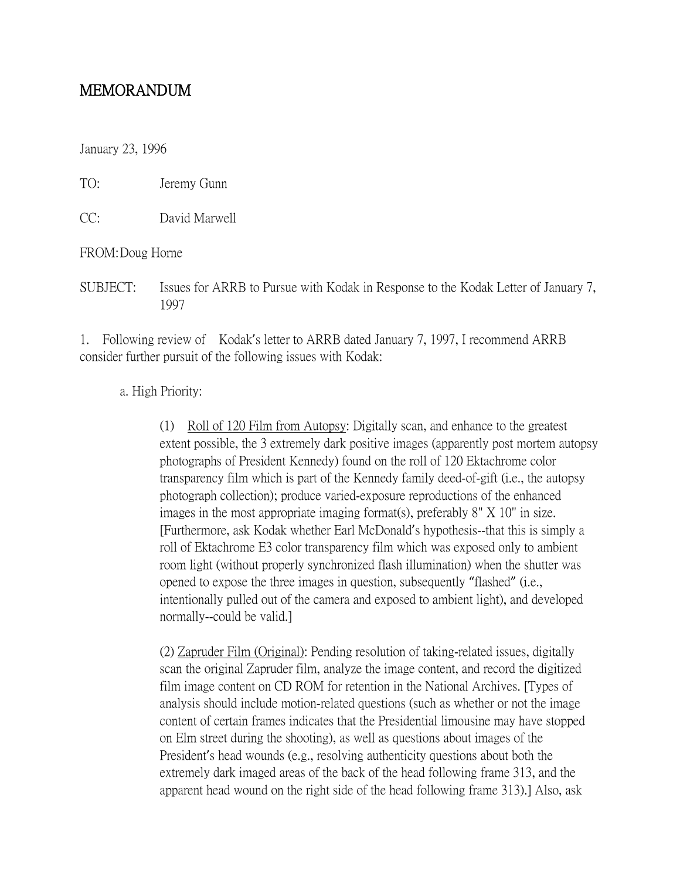# MEMORANDUM

January 23, 1996

TO: Jeremy Gunn

CC: David Marwell

FROM: Doug Horne

SUBJECT: Issues for ARRB to Pursue with Kodak in Response to the Kodak Letter of January 7, 1997

1. Following review of Kodak's letter to ARRB dated January 7, 1997, I recommend ARRB consider further pursuit of the following issues with Kodak:

a. High Priority:

(1) Roll of 120 Film from Autopsy: Digitally scan, and enhance to the greatest extent possible, the 3 extremely dark positive images (apparently post mortem autopsy photographs of President Kennedy) found on the roll of 120 Ektachrome color transparency film which is part of the Kennedy family deed-of-gift (i.e., the autopsy photograph collection); produce varied-exposure reproductions of the enhanced images in the most appropriate imaging format(s), preferably 8" X 10" in size. [Furthermore, ask Kodak whether Earl McDonald's hypothesis--that this is simply a roll of Ektachrome E3 color transparency film which was exposed only to ambient room light (without properly synchronized flash illumination) when the shutter was opened to expose the three images in question, subsequently "flashed" (i.e., intentionally pulled out of the camera and exposed to ambient light), and developed normally--could be valid.]

(2) Zapruder Film (Original): Pending resolution of taking-related issues, digitally scan the original Zapruder film, analyze the image content, and record the digitized film image content on CD ROM for retention in the National Archives. [Types of analysis should include motion-related questions (such as whether or not the image content of certain frames indicates that the Presidential limousine may have stopped on Elm street during the shooting), as well as questions about images of the President's head wounds (e.g., resolving authenticity questions about both the extremely dark imaged areas of the back of the head following frame 313, and the apparent head wound on the right side of the head following frame 313).] Also, ask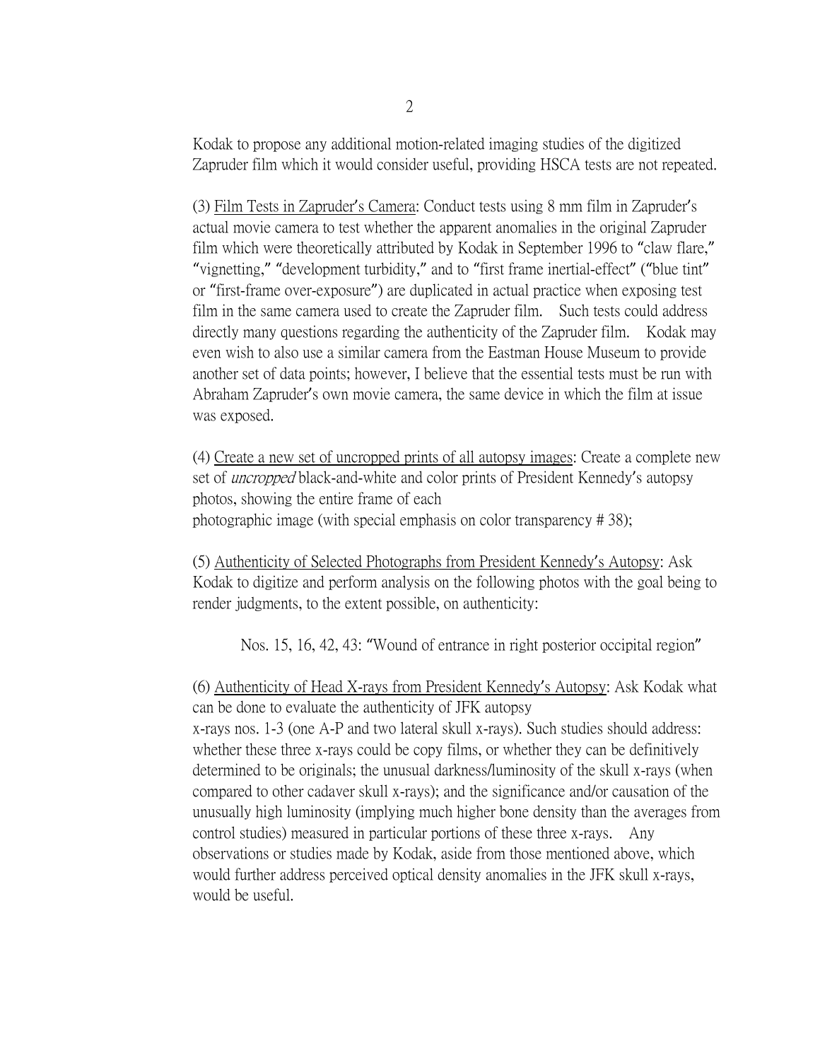Kodak to propose any additional motion-related imaging studies of the digitized Zapruder film which it would consider useful, providing HSCA tests are not repeated.

(3) <u>Film Tests in Zapruder's Camera</u>: Conduct tests using 8 mm film in Zapruder's actual movie camera to test whether the apparent anomalies in the original Zapruder film which were theoretically attributed by Kodak in September 1996 to "claw flare," "vignetting," "development turbidity," and to "first frame inertial-effect" ("blue tint" or "first-frame over-exposure") are duplicated in actual practice when exposing test film in the same camera used to create the Zapruder film. Such tests could address directly many questions regarding the authenticity of the Zapruder film. Kodak may even wish to also use a similar camera from the Eastman House Museum to provide another set of data points; however, I believe that the essential tests must be run with Abraham Zapruder's own movie camera, the same device in which the film at issue was exposed.

(4) <u>Create a new set of uncropped prints of all autopsy images</u>: Create a complete new set of *uncropped* black-and-white and color prints of President Kennedy's autopsy photos, showing the entire frame of each photographic image (with special emphasis on color transparency # 38);

(5) <u>Authenticity of Selected Photographs from President Kennedy's Autopsy</u>: Ask Kodak to digitize and perform analysis on the following photos with the goal being to render judgments, to the extent possible, on authenticity:

Nos. 15, 16, 42, 43: "Wound of entrance in right posterior occipital region"

(6) <u>Authenticity of Head X-rays from President Kennedy's Autopsy</u>: Ask Kodak what can be done to evaluate the authenticity of JFK autopsy x-rays nos. 1-3 (one A-P and two lateral skull x-rays). Such studies should address: whether these three x-rays could be copy films, or whether they can be definitively determined to be originals; the unusual darkness/luminosity of the skull x-rays (when compared to other cadaver skull x-rays); and the significance and/or causation of the unusually high luminosity (implying much higher bone density than the averages from control studies) measured in particular portions of these three x-rays. Any observations or studies made by Kodak, aside from those mentioned above, which would further address perceived optical density anomalies in the JFK skull x-rays, would be useful.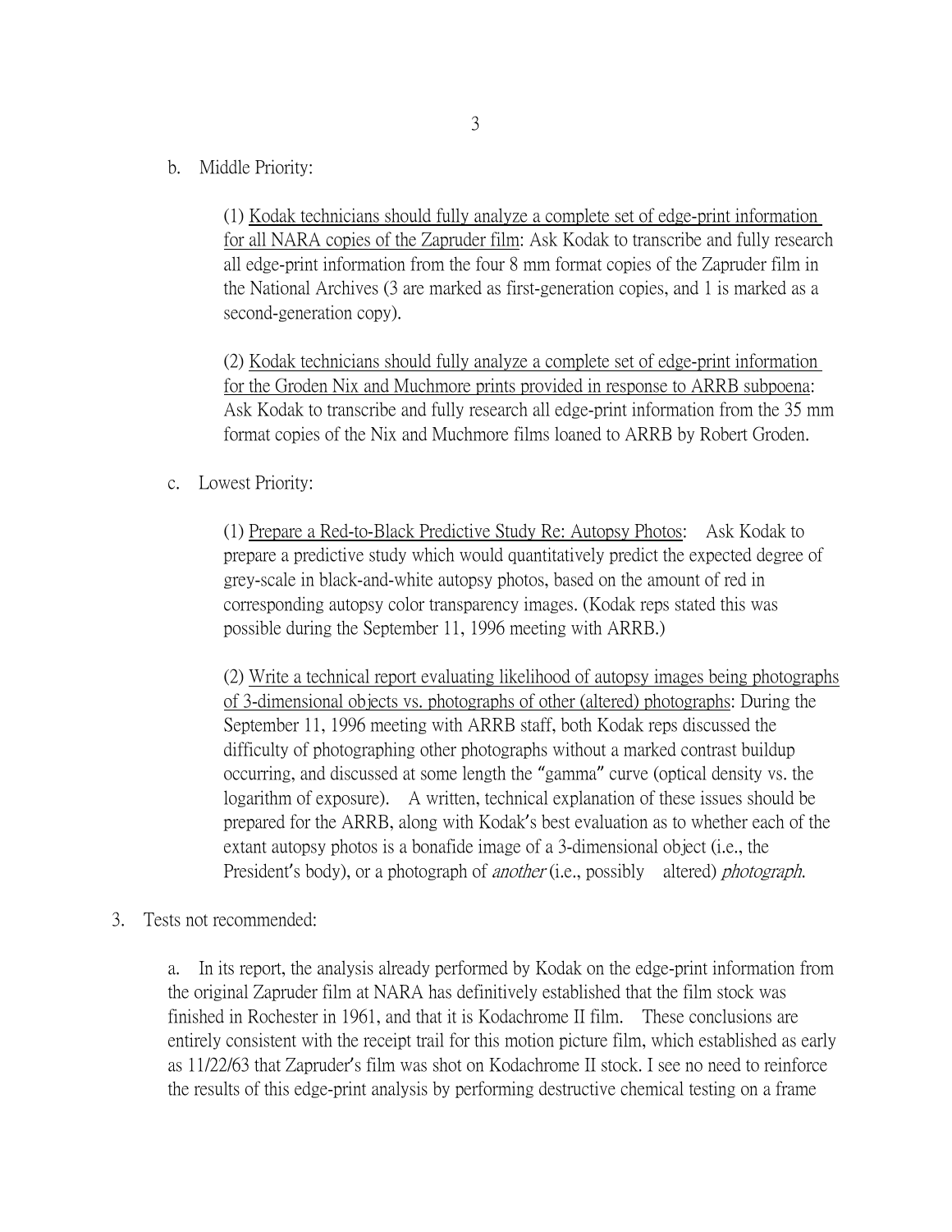b. Middle Priority:

(1) <u>Kodak technicians should fully analyze a complete set of edge-print information for all NARA copies of the Zapruder film</u>: Ask Kodak to transcribe and fully research all edge-print information from the four 8 mm format copies of the Zapruder film in the National Archives (3 are marked as first-generation copies, and 1 is marked as a second-generation copy).

(2) <u>Kodak technicians should fully analyze a complete set of edge-print information for the Groden Nix and Muchmore prints provided in response to ARRB subpoena</u>: Ask Kodak to transcribe and fully research all edge-print information from the 35 mm format copies of the Nix and Muchmore films loaned to ARRB by Robert Groden.

c. Lowest Priority:

(1) <u>Prepare a Red-to-Black Predictive Study Re: Autopsy Photos</u>: Ask Kodak to prepare a predictive study which would quantitatively predict the expected degree of grey-scale in black-and-white autopsy photos, based on the amount of red in corresponding autopsy color transparency images. (Kodak reps stated this was possible during the September 11, 1996 meeting with ARRB.)

(2) <u>Write a technical report evaluating likelihood of autopsy images being photographs of 3-dimensional objects vs. photographs of other (altered) photographs</u>: During the September 11, 1996 meeting with ARRB staff, both Kodak reps discussed the difficulty of photographing other photographs without a marked contrast buildup occurring, and discussed at some length the "gamma" curve (optical density vs. the logarithm of exposure). A written, technical explanation of these issues should be prepared for the ARRB, along with Kodak's best evaluation as to whether each of the extant autopsy photos is a bonafide image of a 3-dimensional object (i.e., the President's body), or a photograph of *another* (i.e., possibly altered) *photograph*.

3. Tests not recommended:

a. In its report, the analysis already performed by Kodak on the edge-print information from the original Zapruder film at NARA has definitively established that the film stock was finished in Rochester in 1961, and that it is Kodachrome II film. These conclusions are entirely consistent with the receipt trail for this motion picture film, which established as early as 11/22/63 that Zapruder's film was shot on Kodachrome II stock. I see no need to reinforce the results of this edge-print analysis by performing destructive chemical testing on a frame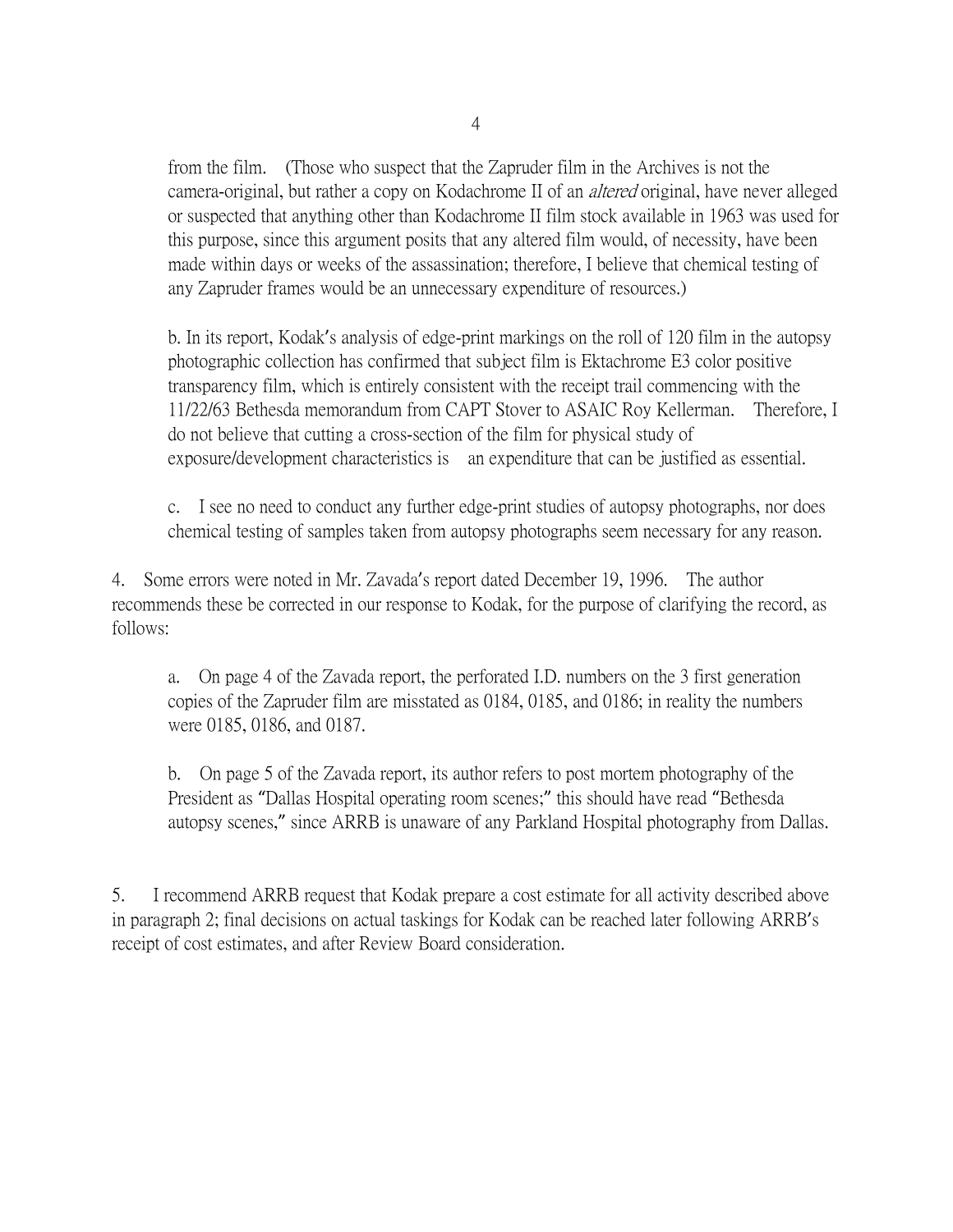from the film. (Those who suspect that the Zapruder film in the Archives is not the camera-original, but rather a copy on Kodachrome II of an *altered* original, have never alleged or suspected that anything other than Kodachrome II film stock available in 1963 was used for this purpose, since this argument posits that any altered film would, of necessity, have been made within days or weeks of the assassination; therefore, I believe that chemical testing of any Zapruder frames would be an unnecessary expenditure of resources.)

b. In its report, Kodak's analysis of edge-print markings on the roll of 120 film in the autopsy photographic collection has confirmed that subject film is Ektachrome E3 color positive transparency film, which is entirely consistent with the receipt trail commencing with the 11/22/63 Bethesda memorandum from CAPT Stover to ASAIC Roy Kellerman. Therefore, I do not believe that cutting a cross-section of the film for physical study of exposure/development characteristics is an expenditure that can be justified as essential.

c. I see no need to conduct any further edge-print studies of autopsy photographs, nor does chemical testing of samples taken from autopsy photographs seem necessary for any reason.

4. Some errors were noted in Mr. Zavada's report dated December 19, 1996. The author recommends these be corrected in our response to Kodak, for the purpose of clarifying the record, as follows:

a. On page 4 of the Zavada report, the perforated I.D. numbers on the 3 first generation copies of the Zapruder film are misstated as 0184, 0185, and 0186; in reality the numbers were 0185, 0186, and 0187.

b. On page 5 of the Zavada report, its author refers to post mortem photography of the President as "Dallas Hospital operating room scenes;" this should have read "Bethesda autopsy scenes," since ARRB is unaware of any Parkland Hospital photography from Dallas.

5. I recommend ARRB request that Kodak prepare a cost estimate for all activity described above in paragraph 2; final decisions on actual taskings for Kodak can be reached later following ARRB's receipt of cost estimates, and after Review Board consideration.